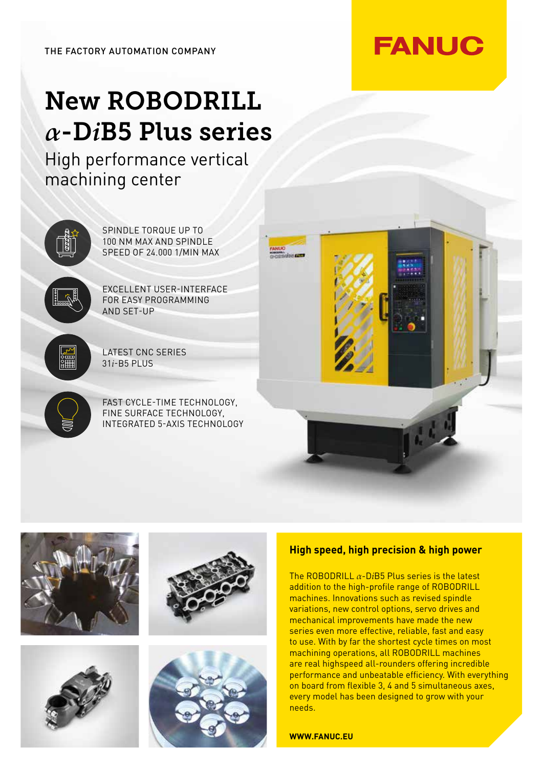THE FACTORY AUTOMATION COMPANY

FANUC

# New ROBODRILL *α*-D*i*B5 Plus series

## High performance vertical machining center

- SPINDLE TORQUE UP TO 100 NM MAX AND SPINDLE SPEED OF 24.000 1/MIN MAX
- EXCELLENT USER-INTERFACE FOR EASY PROGRAMMING AND SET-UP
- LATEST CNC SERIES 31*i*-B5 PLUS
- FAST CYCLE-TIME TECHNOLOGY, FINE SURFACE TECHNOLOGY, INTEGRATED 5-AXIS TECHNOLOGY

### High speed, high precision & high power

The ROBODRILL *α*-D*i*B5 Plus series is the latest addition to the high-profile range of ROBODRILL machines. Innovations such as revised spindle variations, new control options, servo drives and mechanical improvements have made the new series even more effective, reliable, fast and easy to use. With by far the shortest cycle times on most machining operations, all ROBODRILL machines are real highspeed all-rounders offering incredible performance and unbeatable efficiency. With everything on board from flexible 3, 4 and 5 simultaneous axes, every model has been designed to grow with your needs.

**WWW.FANUC.EU**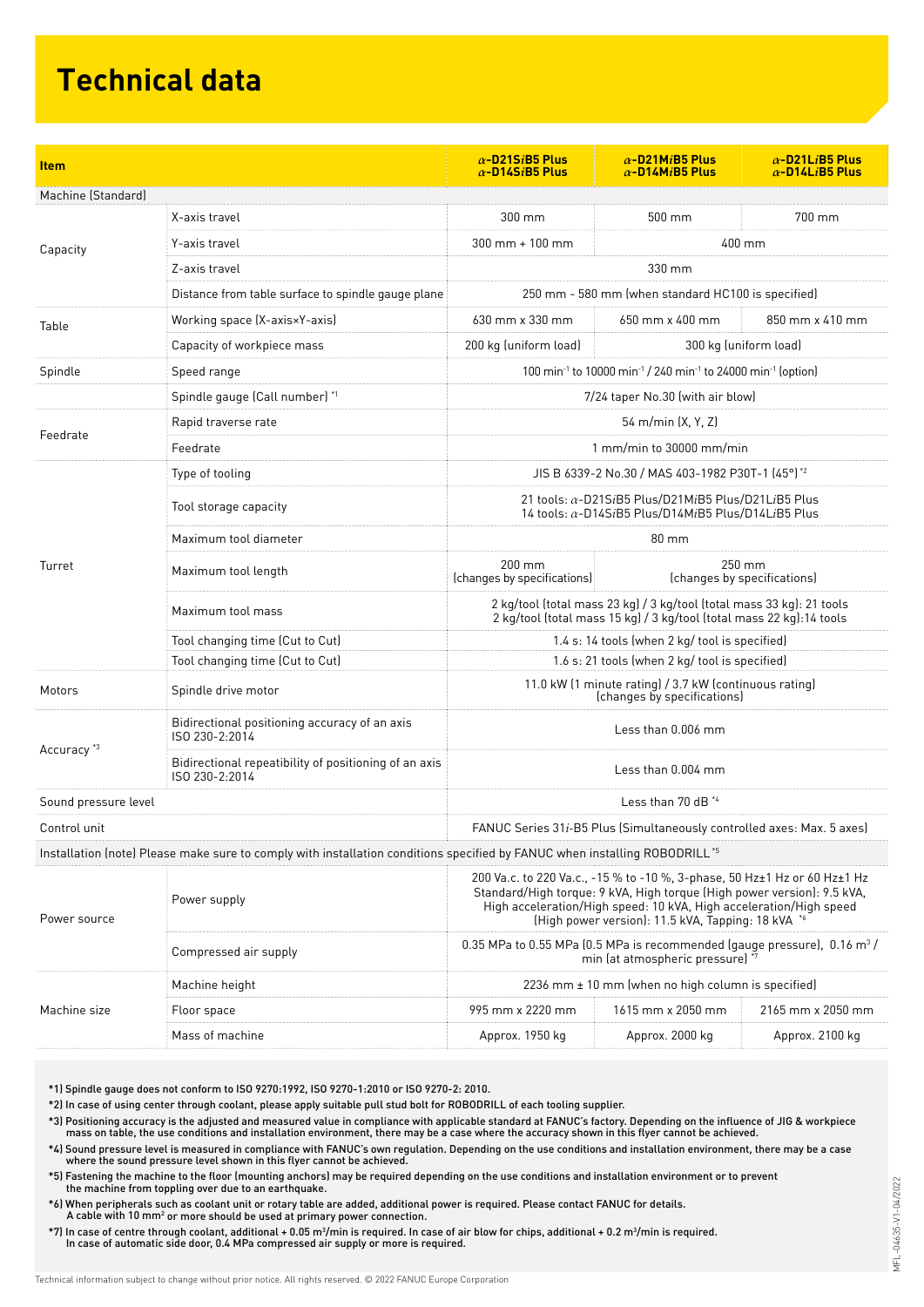# Technical data

| Item | | α-D21S*i*B5 Plus<br>α-D14S*i*B5 Plus | α-D21M*i*B5 Plus<br>α-D14M*i*B5 Plus | α-D21L*i*B5 Plus<br>α-D14L*i*B5 Plus |
|---|---|---|---|---|
| Machine (Standard) | | | | |
| Capacity | X-axis travel | 300 mm | 500 mm | 700 mm |
| | Y-axis travel | 300 mm + 100 mm | 400 mm | |
| | Z-axis travel | 330 mm | | |
| | Distance from table surface to spindle gauge plane | 250 mm - 580 mm (when standard HC100 is specified) | | |
| Table | Working space (X-axis×Y-axis) | 630 mm x 330 mm | 650 mm x 400 mm | 850 mm x 410 mm |
| | Capacity of workpiece mass | 200 kg (uniform load) | 300 kg (uniform load) | |
| Spindle | Speed range | 100 $min^{-1}$ to 10000 $min^{-1}$ / 240 $min^{-1}$ to 24000 $min^{-1}$ (option) | | |
| | Spindle gauge (Call number) *1 | 7/24 taper No.30 (with air blow) | | |
| Feedrate | Rapid traverse rate | 54 m/min (X, Y, Z) | | |
| | Feedrate | 1 mm/min to 30000 mm/min | | |
| Turret | Type of tooling | JIS B 6339-2 No.30 / MAS 403-1982 P30T-1 (45°) *2 | | |
| | Tool storage capacity | 21 tools: α-D21S*i*B5 Plus/D21M*i*B5 Plus/D21L*i*B5 Plus<br>14 tools: α-D14S*i*B5 Plus/D14M*i*B5 Plus/D14L*i*B5 Plus | | |
| | Maximum tool diameter | 80 mm | | |
| | Maximum tool length | 200 mm<br>(changes by specifications) | 250 mm<br>(changes by specifications) | |
| | Maximum tool mass | 2 kg/tool (total mass 23 kg) / 3 kg/tool (total mass 33 kg): 21 tools<br>2 kg/tool (total mass 15 kg) / 3 kg/tool (total mass 22 kg):14 tools | | |
| | Tool changing time (Cut to Cut) | 1.4 s: 14 tools (when 2 kg/ tool is specified) | | |
| | Tool changing time (Cut to Cut) | 1.6 s: 21 tools (when 2 kg/ tool is specified) | | |
| Motors | Spindle drive motor | 11.0 kW (1 minute rating) / 3.7 kW (continuous rating)<br>(changes by specifications) | | |
| Accuracy *3 | Bidirectional positioning accuracy of an axis ISO 230-2:2014 | Less than 0.006 mm | | |
| | Bidirectional repeatibility of positioning of an axis ISO 230-2:2014 | Less than 0.004 mm | | |
| Sound pressure level | | Less than 70 dB *4 | | |
| Control unit | | FANUC Series 31*i*-B5 Plus (Simultaneously controlled axes: Max. 5 axes) | | |
| Installation (note) Please make sure to comply with installation conditions specified by FANUC when installing ROBODRILL *5 | | | | |
| Power source | Power supply | 200 Va.c. to 220 Va.c., -15 % to -10 %, 3-phase, 50 Hz±1 Hz or 60 Hz±1 Hz<br>Standard/High torque: 9 kVA, High torque (High power version): 9.5 kVA,<br>High acceleration/High speed: 10 kVA, High acceleration/High speed<br>(High power version): 11.5 kVA, Tapping: 18 kVA *6 | | |
| | Compressed air supply | 0.35 MPa to 0.55 MPa (0.5 MPa is recommended (gauge pressure), 0.16 $m^3$ / min (at atmospheric pressure) *7 | | |
| Machine size | Machine height | 2236 mm ± 10 mm (when no high column is specified) | | |
| | Floor space | 995 mm x 2220 mm | 1615 mm x 2050 mm | 2165 mm x 2050 mm |
| | Mass of machine | Approx. 1950 kg | Approx. 2000 kg | Approx. 2100 kg |

*1) Spindle gauge does not conform to ISO 9270:1992, ISO 9270-1:2010 or ISO 9270-2: 2010.

*2) In case of using center through coolant, please apply suitable pull stud bolt for ROBODRILL of each tooling supplier.

*3) Positioning accuracy is the adjusted and measured value in compliance with applicable standard at FANUC's factory. Depending on the influence of JIG & workpiece mass on table, the use conditions and installation environment, there may be a case where the accuracy shown in this flyer cannot be achieved.

*4) Sound pressure level is measured in compliance with FANUC's own regulation. Depending on the use conditions and installation environment, there may be a case where the sound pressure level shown in this flyer cannot be achieved.

*5) Fastening the machine to the floor (mounting anchors) may be required depending on the use conditions and installation environment or to prevent the machine from toppling over due to an earthquake.

*6) When peripherals such as coolant unit or rotary table are added, additional power is required. Please contact FANUC for details. A cable with 10 $mm^2$ or more should be used at primary power connection.

*7) In case of centre through coolant, additional + 0.05 $m^3$/min is required. In case of air blow for chips, additional + 0.2 $m^3$/min is required. In case of automatic side door, 0.4 MPa compressed air supply or more is required.

Technical information subject to change without prior notice. All rights reserved. © 2022 FANUC Europe Corporation

MFL-04635-V1-04/2022